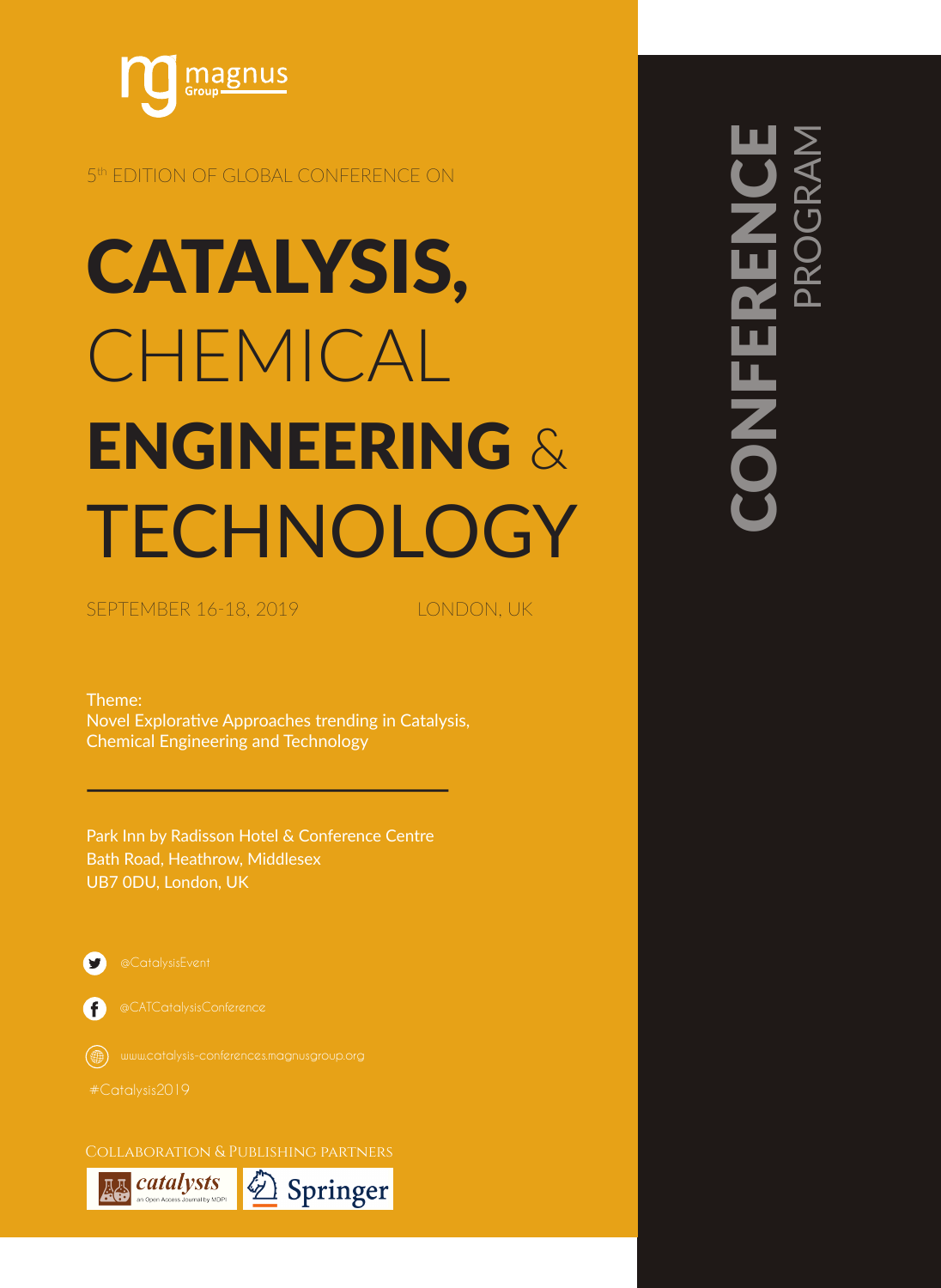magnus Group

5th EDITION OF GLOBAL CONFERENCE ON

# CATALYSIS, CHEMICAL ENGINEERING & TECHNOLOGY

SEPTEMBER 16-18, 2019 LONDON, UK

Theme:
Novel Explorative Approaches trending in Catalysis, Chemical Engineering and Technology

Park Inn by Radisson Hotel & Conference Centre
Bath Road, Heathrow, Middlesex
UB7 0DU, London, UK

@CatalysisEvent

@CATCatalysisConference

www.catalysis-conferences.magnusgroup.org

#Catalysis2019

COLLABORATION & PUBLISHING PARTNERS

catalysts an Open Access Journal by MDPI

Springer

## CONFERENCE PROGRAM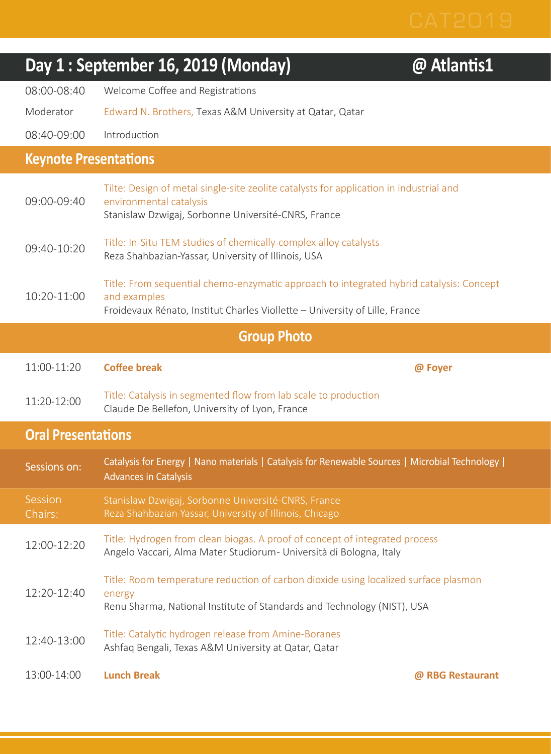## Day 1 : September 16, 2019 (Monday) @ Atlantis1

| | |
|---|---|
| 08:00-08:40 | Welcome Coffee and Registrations |
| Moderator | Edward N. Brothers, Texas A&M University at Qatar, Qatar |
| 08:40-09:00 | Introduction |

### Keynote Presentations

| | |
|---|---|
| 09:00-09:40 | Tilte: Design of metal single-site zeolite catalysts for application in industrial and environmental catalysis<br>Stanislaw Dzwigaj, Sorbonne Université-CNRS, France |
| 09:40-10:20 | Title: In-Situ TEM studies of chemically-complex alloy catalysts<br>Reza Shahbazian-Yassar, University of Illinois, USA |
| 10:20-11:00 | Title: From sequential chemo-enzymatic approach to integrated hybrid catalysis: Concept and examples<br>Froidevaux Rénato, Institut Charles Viollette – University of Lille, France |

### Group Photo

| | |
|---|---|
| 11:00-11:20 | **Coffee break** **@ Foyer** |
| 11:20-12:00 | Title: Catalysis in segmented flow from lab scale to production<br>Claude De Bellefon, University of Lyon, France |

### Oral Presentations

| | |
|---|---|
| Sessions on: | Catalysis for Energy \| Nano materials \| Catalysis for Renewable Sources \| Microbial Technology \| Advances in Catalysis |
| Session Chairs: | Stanislaw Dzwigaj, Sorbonne Université-CNRS, France<br>Reza Shahbazian-Yassar, University of Illinois, Chicago |
| 12:00-12:20 | Title: Hydrogen from clean biogas. A proof of concept of integrated process<br>Angelo Vaccari, Alma Mater Studiorum- Università di Bologna, Italy |
| 12:20-12:40 | Title: Room temperature reduction of carbon dioxide using localized surface plasmon energy<br>Renu Sharma, National Institute of Standards and Technology (NIST), USA |
| 12:40-13:00 | Title: Catalytic hydrogen release from Amine-Boranes<br>Ashfaq Bengali, Texas A&M University at Qatar, Qatar |
| 13:00-14:00 | **Lunch Break** **@ RBG Restaurant** |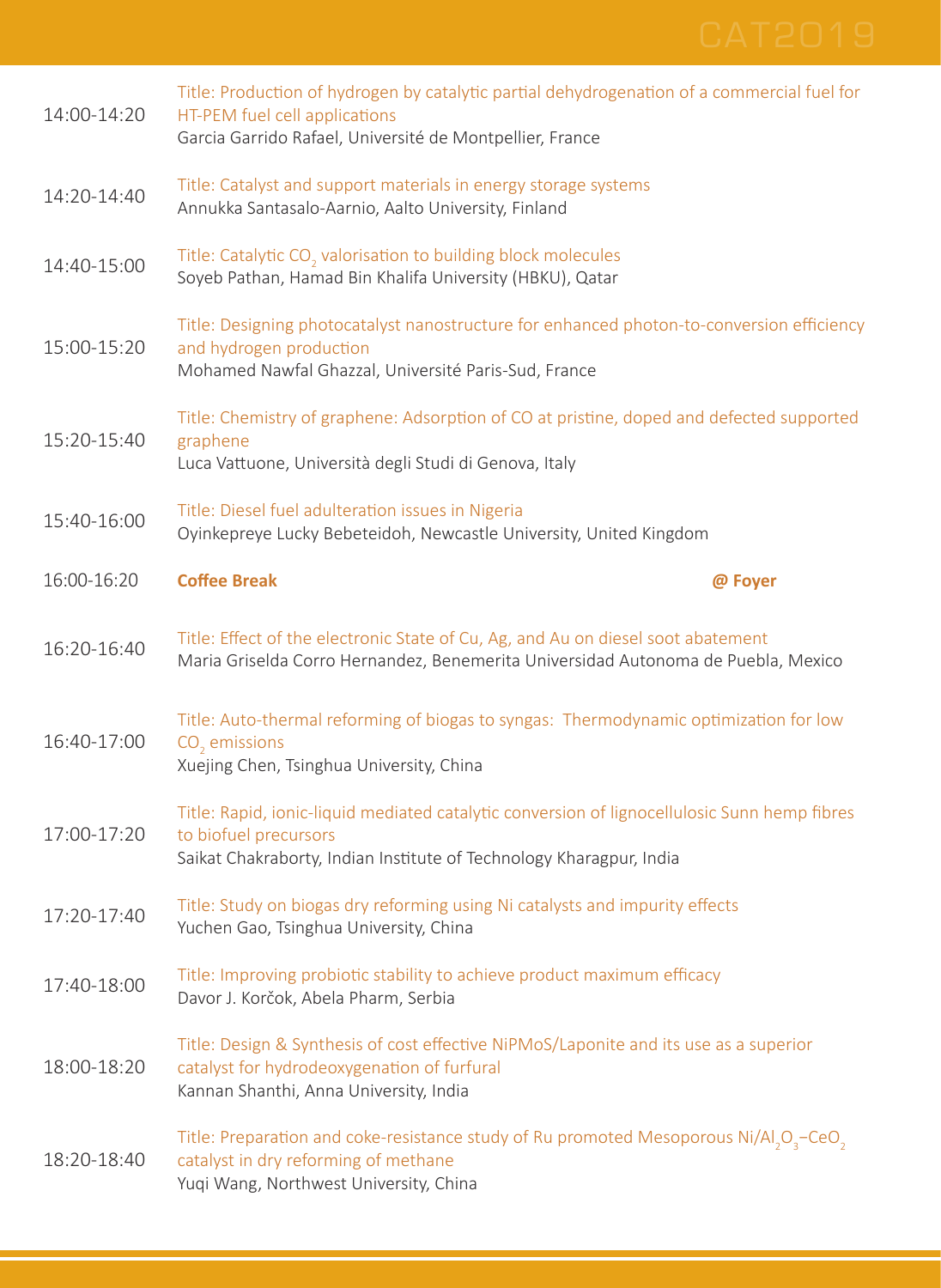| | |
|---|---|
| 14:00-14:20 | Title: Production of hydrogen by catalytic partial dehydrogenation of a commercial fuel for HT-PEM fuel cell applications<br>Garcia Garrido Rafael, Université de Montpellier, France |
| 14:20-14:40 | Title: Catalyst and support materials in energy storage systems<br>Annukka Santasalo-Aarnio, Aalto University, Finland |
| 14:40-15:00 | Title: Catalytic $CO_2$ valorisation to building block molecules<br>Soyeb Pathan, Hamad Bin Khalifa University (HBKU), Qatar |
| 15:00-15:20 | Title: Designing photocatalyst nanostructure for enhanced photon-to-conversion efficiency and hydrogen production<br>Mohamed Nawfal Ghazzal, Université Paris-Sud, France |
| 15:20-15:40 | Title: Chemistry of graphene: Adsorption of CO at pristine, doped and defected supported graphene<br>Luca Vattuone, Università degli Studi di Genova, Italy |
| 15:40-16:00 | Title: Diesel fuel adulteration issues in Nigeria<br>Oyinkepreye Lucky Bebeteidoh, Newcastle University, United Kingdom |
| 16:00-16:20 | **Coffee Break** **@ Foyer** |
| 16:20-16:40 | Title: Effect of the electronic State of Cu, Ag, and Au on diesel soot abatement<br>Maria Griselda Corro Hernandez, Benemerita Universidad Autonoma de Puebla, Mexico |
| 16:40-17:00 | Title: Auto-thermal reforming of biogas to syngas: Thermodynamic optimization for low $CO_2$ emissions<br>Xuejing Chen, Tsinghua University, China |
| 17:00-17:20 | Title: Rapid, ionic-liquid mediated catalytic conversion of lignocellulosic Sunn hemp fibres to biofuel precursors<br>Saikat Chakraborty, Indian Institute of Technology Kharagpur, India |
| 17:20-17:40 | Title: Study on biogas dry reforming using Ni catalysts and impurity effects<br>Yuchen Gao, Tsinghua University, China |
| 17:40-18:00 | Title: Improving probiotic stability to achieve product maximum efficacy<br>Davor J. Korčok, Abela Pharm, Serbia |
| 18:00-18:20 | Title: Design & Synthesis of cost effective NiPMoS/Laponite and its use as a superior catalyst for hydrodeoxygenation of furfural<br>Kannan Shanthi, Anna University, India |
| 18:20-18:40 | Title: Preparation and coke-resistance study of Ru promoted Mesoporous $Ni/Al_2O_3$–$CeO_2$ catalyst in dry reforming of methane<br>Yuqi Wang, Northwest University, China |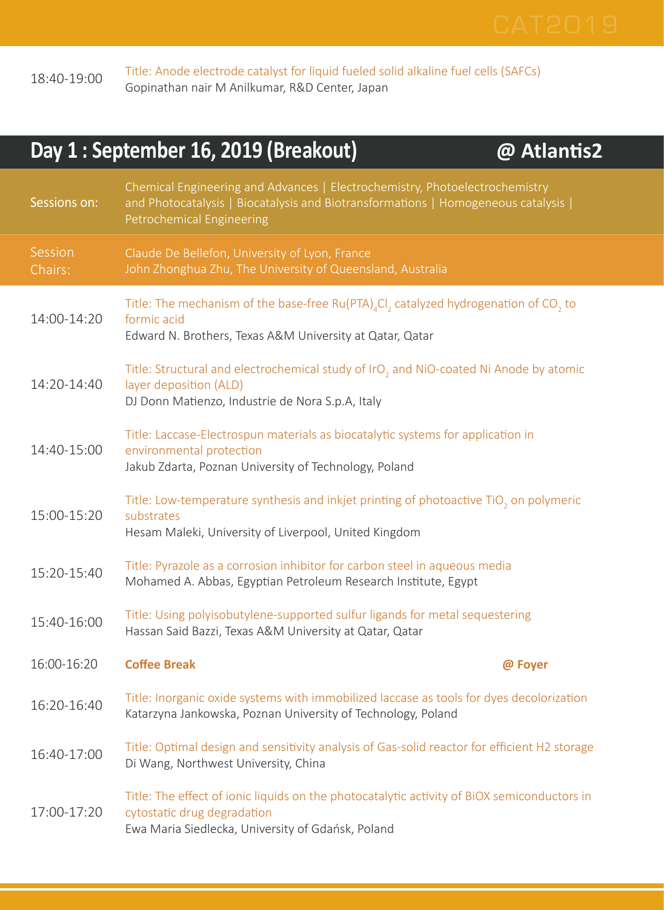18:40-19:00 Title: Anode electrode catalyst for liquid fueled solid alkaline fuel cells (SAFCs)
Gopinathan nair M Anilkumar, R&D Center, Japan

## Day 1 : September 16, 2019 (Breakout) @ Atlantis2

**Sessions on:** Chemical Engineering and Advances | Electrochemistry, Photoelectrochemistry and Photocatalysis | Biocatalysis and Biotransformations | Homogeneous catalysis | Petrochemical Engineering

**Session Chairs:** Claude De Bellefon, University of Lyon, France
John Zhonghua Zhu, The University of Queensland, Australia

| Time | Presentation |
|---|---|
| 14:00-14:20 | Title: The mechanism of the base-free $Ru(PTA)_4Cl_2$ catalyzed hydrogenation of $CO_2$ to formic acid<br>Edward N. Brothers, Texas A&M University at Qatar, Qatar |
| 14:20-14:40 | Title: Structural and electrochemical study of $IrO_2$ and NiO-coated Ni Anode by atomic layer deposition (ALD)<br>DJ Donn Matienzo, Industrie de Nora S.p.A, Italy |
| 14:40-15:00 | Title: Laccase-Electrospun materials as biocatalytic systems for application in environmental protection<br>Jakub Zdarta, Poznan University of Technology, Poland |
| 15:00-15:20 | Title: Low-temperature synthesis and inkjet printing of photoactive $TiO_2$ on polymeric substrates<br>Hesam Maleki, University of Liverpool, United Kingdom |
| 15:20-15:40 | Title: Pyrazole as a corrosion inhibitor for carbon steel in aqueous media<br>Mohamed A. Abbas, Egyptian Petroleum Research Institute, Egypt |
| 15:40-16:00 | Title: Using polyisobutylene-supported sulfur ligands for metal sequestering<br>Hassan Said Bazzi, Texas A&M University at Qatar, Qatar |
| 16:00-16:20 | **Coffee Break** **@ Foyer** |
| 16:20-16:40 | Title: Inorganic oxide systems with immobilized laccase as tools for dyes decolorization<br>Katarzyna Jankowska, Poznan University of Technology, Poland |
| 16:40-17:00 | Title: Optimal design and sensitivity analysis of Gas-solid reactor for efficient H2 storage<br>Di Wang, Northwest University, China |
| 17:00-17:20 | Title: The effect of ionic liquids on the photocatalytic activity of BiOX semiconductors in cytostatic drug degradation<br>Ewa Maria Siedlecka, University of Gdańsk, Poland |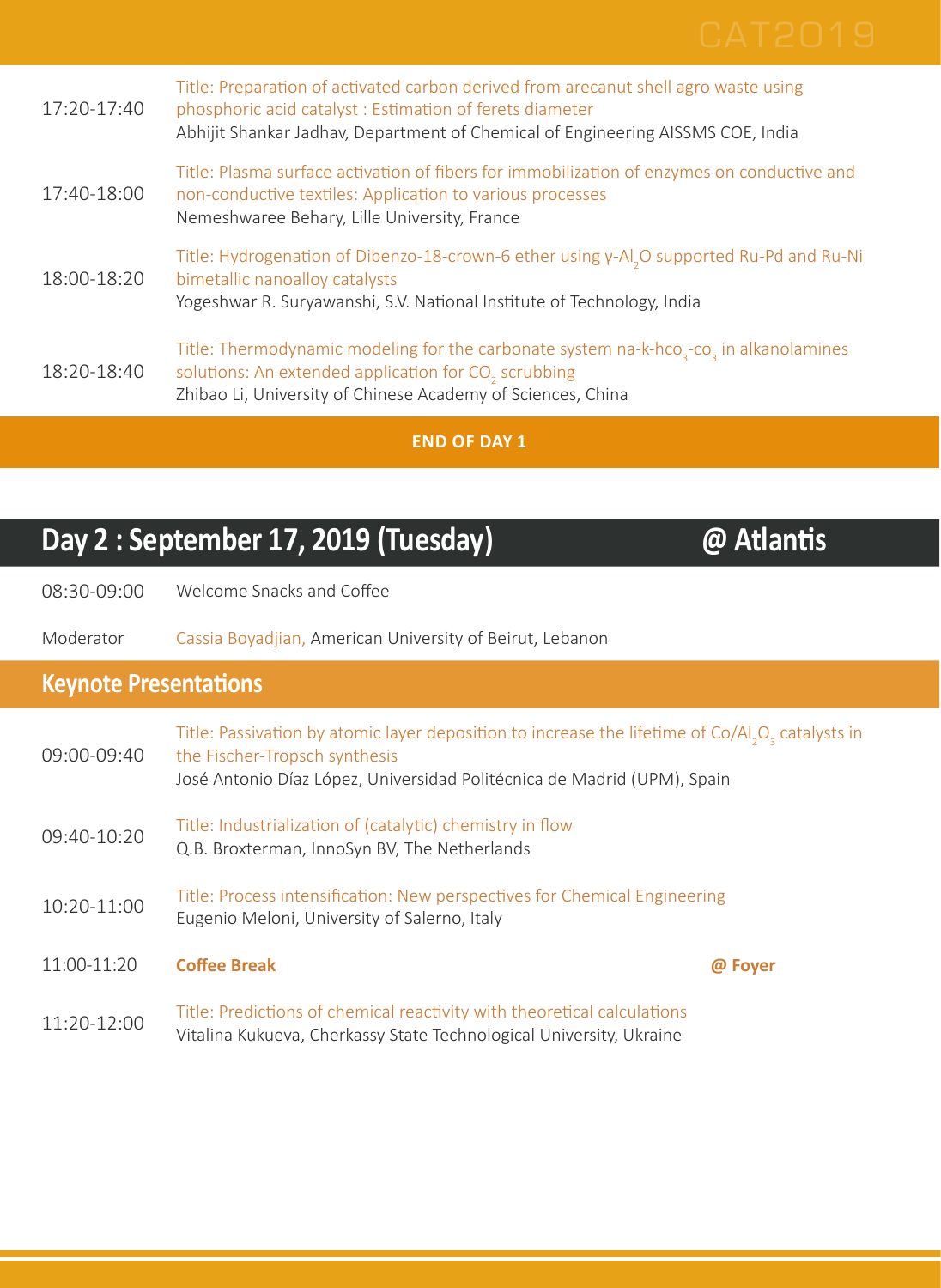| | |
|---|---|
| 17:20-17:40 | Title: Preparation of activated carbon derived from arecanut shell agro waste using phosphoric acid catalyst : Estimation of ferets diameter<br>Abhijit Shankar Jadhav, Department of Chemical of Engineering AISSMS COE, India |
| 17:40-18:00 | Title: Plasma surface activation of fibers for immobilization of enzymes on conductive and non-conductive textiles: Application to various processes<br>Nemeshwaree Behary, Lille University, France |
| 18:00-18:20 | Title: Hydrogenation of Dibenzo-18-crown-6 ether using γ-$Al_2O$ supported Ru-Pd and Ru-Ni bimetallic nanoalloy catalysts<br>Yogeshwar R. Suryawanshi, S.V. National Institute of Technology, India |
| 18:20-18:40 | Title: Thermodynamic modeling for the carbonate system na-k-$hco_3$-$co_3$ in alkanolamines solutions: An extended application for $CO_2$ scrubbing<br>Zhibao Li, University of Chinese Academy of Sciences, China |

**END OF DAY 1**

## Day 2 : September 17, 2019 (Tuesday) @ Atlantis

| | |
|---|---|
| 08:30-09:00 | Welcome Snacks and Coffee |
| Moderator | Cassia Boyadjian, American University of Beirut, Lebanon |

### Keynote Presentations

| | |
|---|---|
| 09:00-09:40 | Title: Passivation by atomic layer deposition to increase the lifetime of Co/$Al_2O_3$ catalysts in the Fischer-Tropsch synthesis<br>José Antonio Díaz López, Universidad Politécnica de Madrid (UPM), Spain |
| 09:40-10:20 | Title: Industrialization of (catalytic) chemistry in flow<br>Q.B. Broxterman, InnoSyn BV, The Netherlands |
| 10:20-11:00 | Title: Process intensification: New perspectives for Chemical Engineering<br>Eugenio Meloni, University of Salerno, Italy |
| 11:00-11:20 | **Coffee Break** **@ Foyer** |
| 11:20-12:00 | Title: Predictions of chemical reactivity with theoretical calculations<br>Vitalina Kukueva, Cherkassy State Technological University, Ukraine |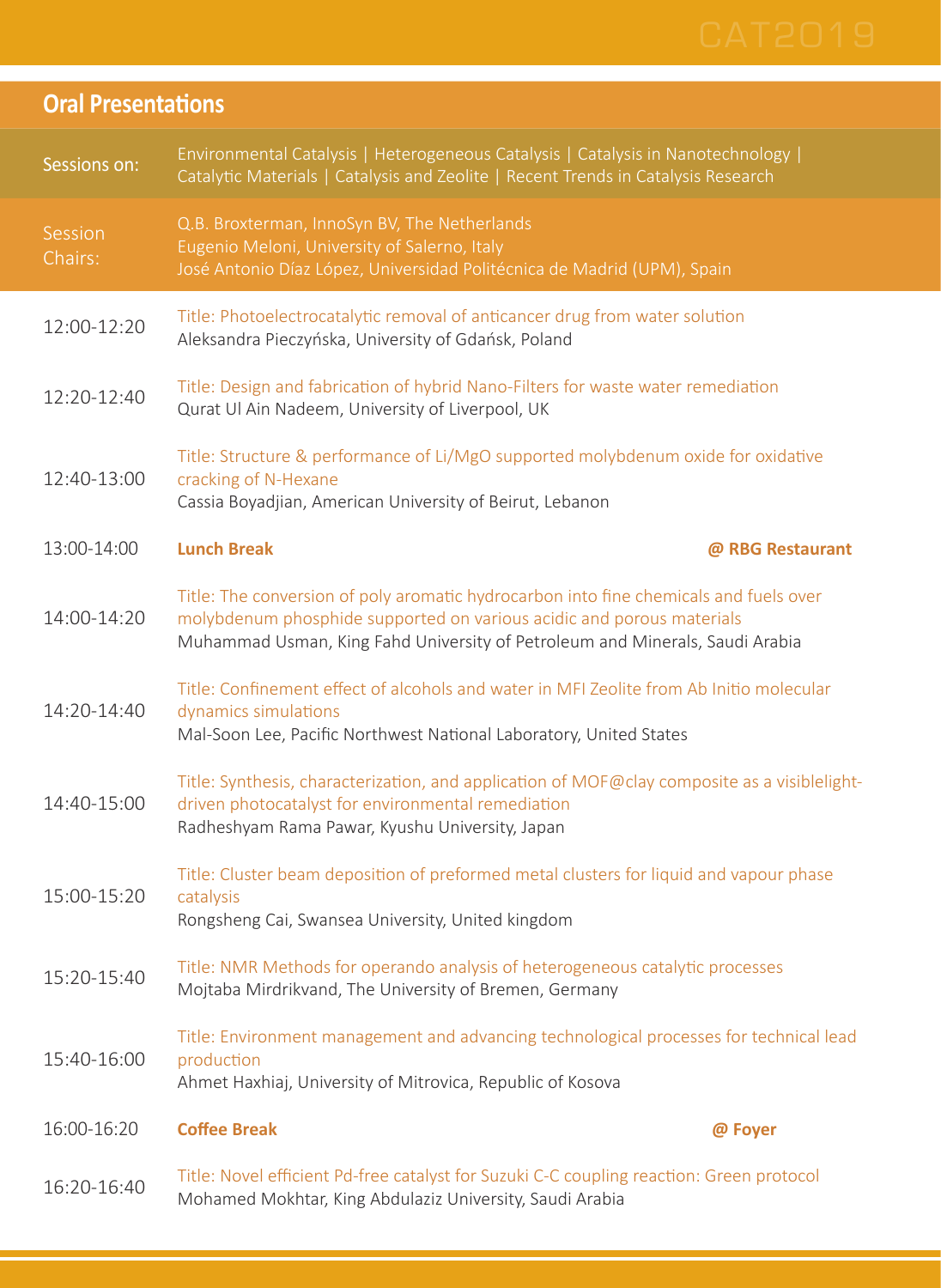## Oral Presentations

| | |
|---|---|
| Sessions on: | Environmental Catalysis \| Heterogeneous Catalysis \| Catalysis in Nanotechnology \| Catalytic Materials \| Catalysis and Zeolite \| Recent Trends in Catalysis Research |
| Session Chairs: | Q.B. Broxterman, InnoSyn BV, The Netherlands<br>Eugenio Meloni, University of Salerno, Italy<br>José Antonio Díaz López, Universidad Politécnica de Madrid (UPM), Spain |
| 12:00-12:20 | Title: Photoelectrocatalytic removal of anticancer drug from water solution<br>Aleksandra Pieczyńska, University of Gdańsk, Poland |
| 12:20-12:40 | Title: Design and fabrication of hybrid Nano-Filters for waste water remediation<br>Qurat Ul Ain Nadeem, University of Liverpool, UK |
| 12:40-13:00 | Title: Structure & performance of Li/MgO supported molybdenum oxide for oxidative cracking of N-Hexane<br>Cassia Boyadjian, American University of Beirut, Lebanon |
| 13:00-14:00 | **Lunch Break** **@ RBG Restaurant** |
| 14:00-14:20 | Title: The conversion of poly aromatic hydrocarbon into fine chemicals and fuels over molybdenum phosphide supported on various acidic and porous materials<br>Muhammad Usman, King Fahd University of Petroleum and Minerals, Saudi Arabia |
| 14:20-14:40 | Title: Confinement effect of alcohols and water in MFI Zeolite from Ab Initio molecular dynamics simulations<br>Mal-Soon Lee, Pacific Northwest National Laboratory, United States |
| 14:40-15:00 | Title: Synthesis, characterization, and application of MOF@clay composite as a visiblelight-driven photocatalyst for environmental remediation<br>Radheshyam Rama Pawar, Kyushu University, Japan |
| 15:00-15:20 | Title: Cluster beam deposition of preformed metal clusters for liquid and vapour phase catalysis<br>Rongsheng Cai, Swansea University, United kingdom |
| 15:20-15:40 | Title: NMR Methods for operando analysis of heterogeneous catalytic processes<br>Mojtaba Mirdrikvand, The University of Bremen, Germany |
| 15:40-16:00 | Title: Environment management and advancing technological processes for technical lead production<br>Ahmet Haxhiaj, University of Mitrovica, Republic of Kosova |
| 16:00-16:20 | **Coffee Break** **@ Foyer** |
| 16:20-16:40 | Title: Novel efficient Pd-free catalyst for Suzuki C-C coupling reaction: Green protocol<br>Mohamed Mokhtar, King Abdulaziz University, Saudi Arabia |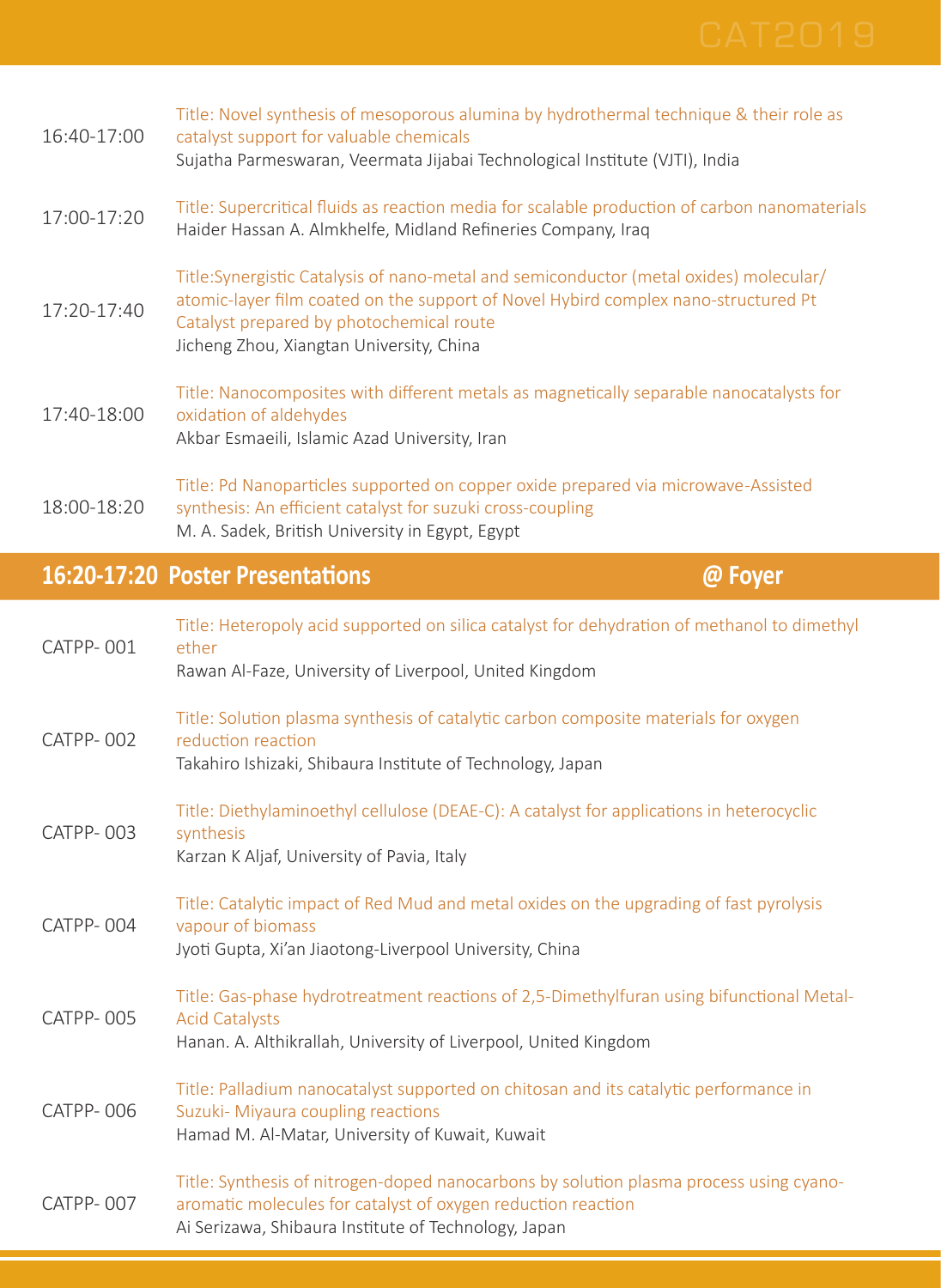16:40-17:00 — Title: Novel synthesis of mesoporous alumina by hydrothermal technique & their role as catalyst support for valuable chemicals
Sujatha Parmeswaran, Veermata Jijabai Technological Institute (VJTI), India

17:00-17:20 — Title: Supercritical fluids as reaction media for scalable production of carbon nanomaterials
Haider Hassan A. Almkhelfe, Midland Refineries Company, Iraq

17:20-17:40 — Title:Synergistic Catalysis of nano-metal and semiconductor (metal oxides) molecular/ atomic-layer film coated on the support of Novel Hybird complex nano-structured Pt Catalyst prepared by photochemical route
Jicheng Zhou, Xiangtan University, China

17:40-18:00 — Title: Nanocomposites with different metals as magnetically separable nanocatalysts for oxidation of aldehydes
Akbar Esmaeili, Islamic Azad University, Iran

18:00-18:20 — Title: Pd Nanoparticles supported on copper oxide prepared via microwave-Assisted synthesis: An efficient catalyst for suzuki cross-coupling
M. A. Sadek, British University in Egypt, Egypt

## 16:20-17:20 Poster Presentations @ Foyer

CATPP- 001 — Title: Heteropoly acid supported on silica catalyst for dehydration of methanol to dimethyl ether
Rawan Al-Faze, University of Liverpool, United Kingdom

CATPP- 002 — Title: Solution plasma synthesis of catalytic carbon composite materials for oxygen reduction reaction
Takahiro Ishizaki, Shibaura Institute of Technology, Japan

CATPP- 003 — Title: Diethylaminoethyl cellulose (DEAE-C): A catalyst for applications in heterocyclic synthesis
Karzan K Aljaf, University of Pavia, Italy

CATPP- 004 — Title: Catalytic impact of Red Mud and metal oxides on the upgrading of fast pyrolysis vapour of biomass
Jyoti Gupta, Xi'an Jiaotong-Liverpool University, China

CATPP- 005 — Title: Gas-phase hydrotreatment reactions of 2,5-Dimethylfuran using bifunctional Metal-Acid Catalysts
Hanan. A. Althikrallah, University of Liverpool, United Kingdom

CATPP- 006 — Title: Palladium nanocatalyst supported on chitosan and its catalytic performance in Suzuki- Miyaura coupling reactions
Hamad M. Al-Matar, University of Kuwait, Kuwait

CATPP- 007 — Title: Synthesis of nitrogen-doped nanocarbons by solution plasma process using cyano-aromatic molecules for catalyst of oxygen reduction reaction
Ai Serizawa, Shibaura Institute of Technology, Japan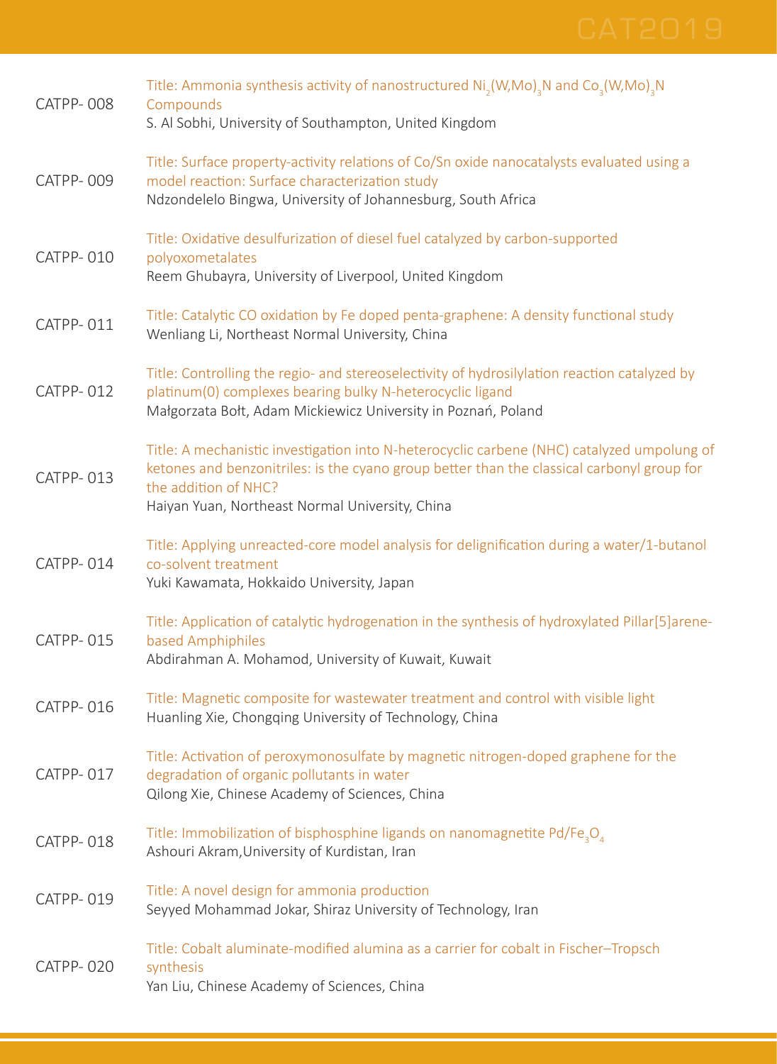CATPP- 008

Title: Ammonia synthesis activity of nanostructured $Ni_2(W,Mo)_3N$ and $Co_3(W,Mo)_3N$ Compounds
S. Al Sobhi, University of Southampton, United Kingdom

CATPP- 009

Title: Surface property-activity relations of Co/Sn oxide nanocatalysts evaluated using a model reaction: Surface characterization study
Ndzondelelo Bingwa, University of Johannesburg, South Africa

CATPP- 010

Title: Oxidative desulfurization of diesel fuel catalyzed by carbon-supported polyoxometalates
Reem Ghubayra, University of Liverpool, United Kingdom

CATPP- 011

Title: Catalytic CO oxidation by Fe doped penta-graphene: A density functional study
Wenliang Li, Northeast Normal University, China

CATPP- 012

Title: Controlling the regio- and stereoselectivity of hydrosilylation reaction catalyzed by platinum(0) complexes bearing bulky N-heterocyclic ligand
Małgorzata Bołt, Adam Mickiewicz University in Poznań, Poland

CATPP- 013

Title: A mechanistic investigation into N-heterocyclic carbene (NHC) catalyzed umpolung of ketones and benzonitriles: is the cyano group better than the classical carbonyl group for the addition of NHC?
Haiyan Yuan, Northeast Normal University, China

CATPP- 014

Title: Applying unreacted-core model analysis for delignification during a water/1-butanol co-solvent treatment
Yuki Kawamata, Hokkaido University, Japan

CATPP- 015

Title: Application of catalytic hydrogenation in the synthesis of hydroxylated Pillar[5]arene-based Amphiphiles
Abdirahman A. Mohamod, University of Kuwait, Kuwait

CATPP- 016

Title: Magnetic composite for wastewater treatment and control with visible light
Huanling Xie, Chongqing University of Technology, China

CATPP- 017

Title: Activation of peroxymonosulfate by magnetic nitrogen-doped graphene for the degradation of organic pollutants in water
Qilong Xie, Chinese Academy of Sciences, China

CATPP- 018

Title: Immobilization of bisphosphine ligands on nanomagnetite $Pd/Fe_3O_4$
Ashouri Akram,University of Kurdistan, Iran

CATPP- 019

Title: A novel design for ammonia production
Seyyed Mohammad Jokar, Shiraz University of Technology, Iran

CATPP- 020

Title: Cobalt aluminate-modified alumina as a carrier for cobalt in Fischer–Tropsch synthesis
Yan Liu, Chinese Academy of Sciences, China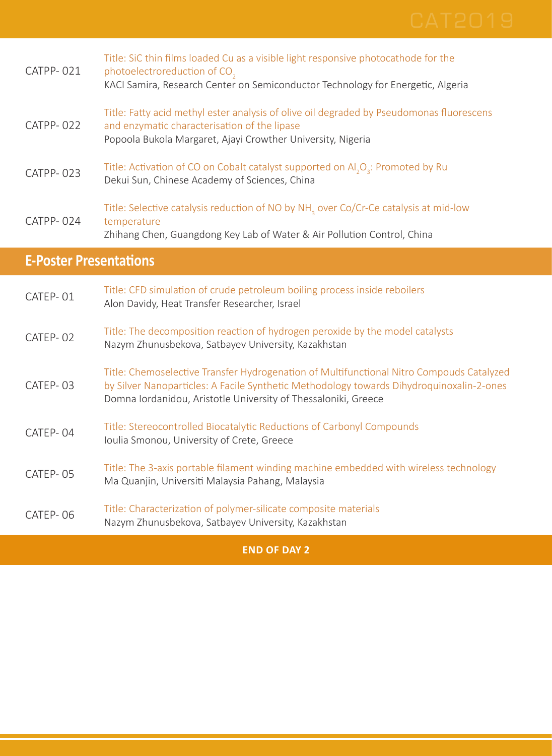CATPP- 021

Title: SiC thin films loaded Cu as a visible light responsive photocathode for the photoelectroreduction of $CO_2$
KACI Samira, Research Center on Semiconductor Technology for Energetic, Algeria

CATPP- 022

Title: Fatty acid methyl ester analysis of olive oil degraded by Pseudomonas fluorescens and enzymatic characterisation of the lipase
Popoola Bukola Margaret, Ajayi Crowther University, Nigeria

CATPP- 023

Title: Activation of CO on Cobalt catalyst supported on $Al_2O_3$: Promoted by Ru
Dekui Sun, Chinese Academy of Sciences, China

CATPP- 024

Title: Selective catalysis reduction of NO by $NH_3$ over Co/Cr-Ce catalysis at mid-low temperature
Zhihang Chen, Guangdong Key Lab of Water & Air Pollution Control, China

## E-Poster Presentations

CATEP- 01

Title: CFD simulation of crude petroleum boiling process inside reboilers
Alon Davidy, Heat Transfer Researcher, Israel

CATEP- 02

Title: The decomposition reaction of hydrogen peroxide by the model catalysts
Nazym Zhunusbekova, Satbayev University, Kazakhstan

CATEP- 03

Title: Chemoselective Transfer Hydrogenation of Multifunctional Nitro Compouds Catalyzed by Silver Nanoparticles: A Facile Synthetic Methodology towards Dihydroquinoxalin-2-ones
Domna Iordanidou, Aristotle University of Thessaloniki, Greece

CATEP- 04

Title: Stereocontrolled Biocatalytic Reductions of Carbonyl Compounds
Ioulia Smonou, University of Crete, Greece

CATEP- 05

Title: The 3-axis portable filament winding machine embedded with wireless technology
Ma Quanjin, Universiti Malaysia Pahang, Malaysia

CATEP- 06

Title: Characterization of polymer-silicate composite materials
Nazym Zhunusbekova, Satbayev University, Kazakhstan

**END OF DAY 2**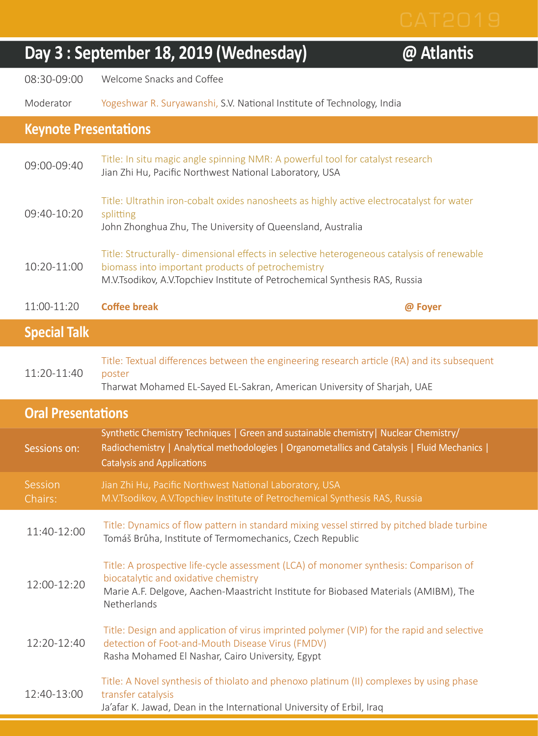## Day 3 : September 18, 2019 (Wednesday) @ Atlantis

| | |
|---|---|
| 08:30-09:00 | Welcome Snacks and Coffee |
| Moderator | Yogeshwar R. Suryawanshi, S.V. National Institute of Technology, India |

### Keynote Presentations

| | |
|---|---|
| 09:00-09:40 | Title: In situ magic angle spinning NMR: A powerful tool for catalyst research<br>Jian Zhi Hu, Pacific Northwest National Laboratory, USA |
| 09:40-10:20 | Title: Ultrathin iron-cobalt oxides nanosheets as highly active electrocatalyst for water splitting<br>John Zhonghua Zhu, The University of Queensland, Australia |
| 10:20-11:00 | Title: Structurally- dimensional effects in selective heterogeneous catalysis of renewable biomass into important products of petrochemistry<br>M.V.Tsodikov, A.V.Topchiev Institute of Petrochemical Synthesis RAS, Russia |
| 11:00-11:20 | **Coffee break** **@ Foyer** |

### Special Talk

| | |
|---|---|
| 11:20-11:40 | Title: Textual differences between the engineering research article (RA) and its subsequent poster<br>Tharwat Mohamed EL-Sayed EL-Sakran, American University of Sharjah, UAE |

### Oral Presentations

| | |
|---|---|
| Sessions on: | Synthetic Chemistry Techniques \| Green and sustainable chemistry\| Nuclear Chemistry/ Radiochemistry \| Analytical methodologies \| Organometallics and Catalysis \| Fluid Mechanics \| Catalysis and Applications |
| Session Chairs: | Jian Zhi Hu, Pacific Northwest National Laboratory, USA<br>M.V.Tsodikov, A.V.Topchiev Institute of Petrochemical Synthesis RAS, Russia |
| 11:40-12:00 | Title: Dynamics of flow pattern in standard mixing vessel stirred by pitched blade turbine<br>Tomáš Brůha, Institute of Termomechanics, Czech Republic |
| 12:00-12:20 | Title: A prospective life-cycle assessment (LCA) of monomer synthesis: Comparison of biocatalytic and oxidative chemistry<br>Marie A.F. Delgove, Aachen-Maastricht Institute for Biobased Materials (AMIBM), The Netherlands |
| 12:20-12:40 | Title: Design and application of virus imprinted polymer (VIP) for the rapid and selective detection of Foot-and-Mouth Disease Virus (FMDV)<br>Rasha Mohamed El Nashar, Cairo University, Egypt |
| 12:40-13:00 | Title: A Novel synthesis of thiolato and phenoxo platinum (II) complexes by using phase transfer catalysis<br>Ja'afar K. Jawad, Dean in the International University of Erbil, Iraq |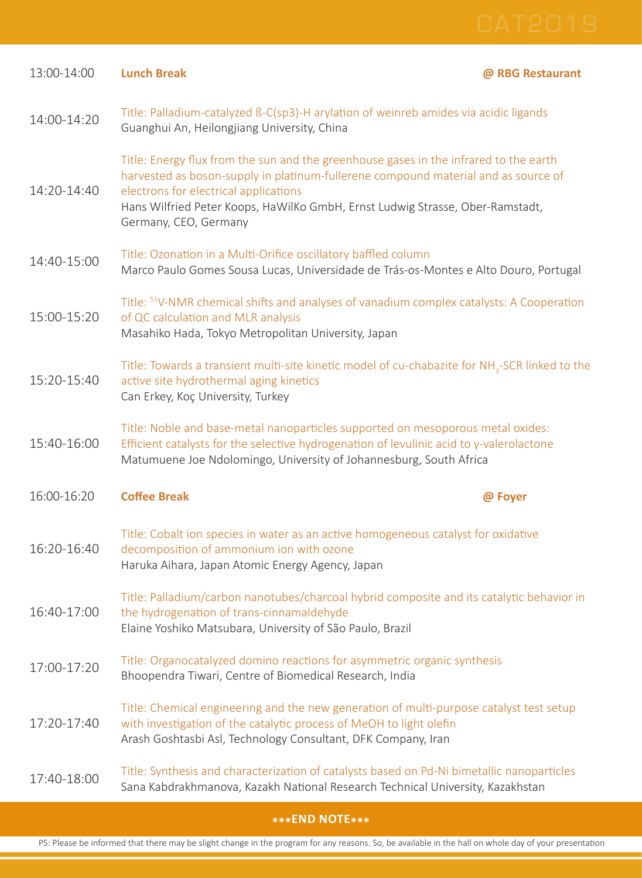| Time | Session |
| --- | --- |
| 13:00-14:00 | **Lunch Break** **@ RBG Restaurant** |
| 14:00-14:20 | Title: Palladium-catalyzed ß-C(sp3)-H arylation of weinreb amides via acidic ligands<br>Guanghui An, Heilongjiang University, China |
| 14:20-14:40 | Title: Energy flux from the sun and the greenhouse gases in the infrared to the earth harvested as boson-supply in platinum-fullerene compound material and as source of electrons for electrical applications<br>Hans Wilfried Peter Koops, HaWilKo GmbH, Ernst Ludwig Strasse, Ober-Ramstadt, Germany, CEO, Germany |
| 14:40-15:00 | Title: Ozonation in a Multi-Orifice oscillatory baffled column<br>Marco Paulo Gomes Sousa Lucas, Universidade de Trás-os-Montes e Alto Douro, Portugal |
| 15:00-15:20 | Title: $^{51}$V-NMR chemical shifts and analyses of vanadium complex catalysts: A Cooperation of QC calculation and MLR analysis<br>Masahiko Hada, Tokyo Metropolitan University, Japan |
| 15:20-15:40 | Title: Towards a transient multi-site kinetic model of cu-chabazite for $NH_3$-SCR linked to the active site hydrothermal aging kinetics<br>Can Erkey, Koç University, Turkey |
| 15:40-16:00 | Title: Noble and base-metal nanoparticles supported on mesoporous metal oxides: Efficient catalysts for the selective hydrogenation of levulinic acid to γ-valerolactone<br>Matumuene Joe Ndolomingo, University of Johannesburg, South Africa |
| 16:00-16:20 | **Coffee Break** **@ Foyer** |
| 16:20-16:40 | Title: Cobalt ion species in water as an active homogeneous catalyst for oxidative decomposition of ammonium ion with ozone<br>Haruka Aihara, Japan Atomic Energy Agency, Japan |
| 16:40-17:00 | Title: Palladium/carbon nanotubes/charcoal hybrid composite and its catalytic behavior in the hydrogenation of trans-cinnamaldehyde<br>Elaine Yoshiko Matsubara, University of São Paulo, Brazil |
| 17:00-17:20 | Title: Organocatalyzed domino reactions for asymmetric organic synthesis<br>Bhoopendra Tiwari, Centre of Biomedical Research, India |
| 17:20-17:40 | Title: Chemical engineering and the new generation of multi-purpose catalyst test setup with investigation of the catalytic process of MeOH to light olefin<br>Arash Goshtasbi Asl, Technology Consultant, DFK Company, Iran |
| 17:40-18:00 | Title: Synthesis and characterization of catalysts based on Pd-Ni bimetallic nanoparticles<br>Sana Kabdrakhmanova, Kazakh National Research Technical University, Kazakhstan |

**\*\*\*END NOTE\*\*\***

PS: Please be informed that there may be slight change in the program for any reasons. So, be available in the hall on whole day of your presentation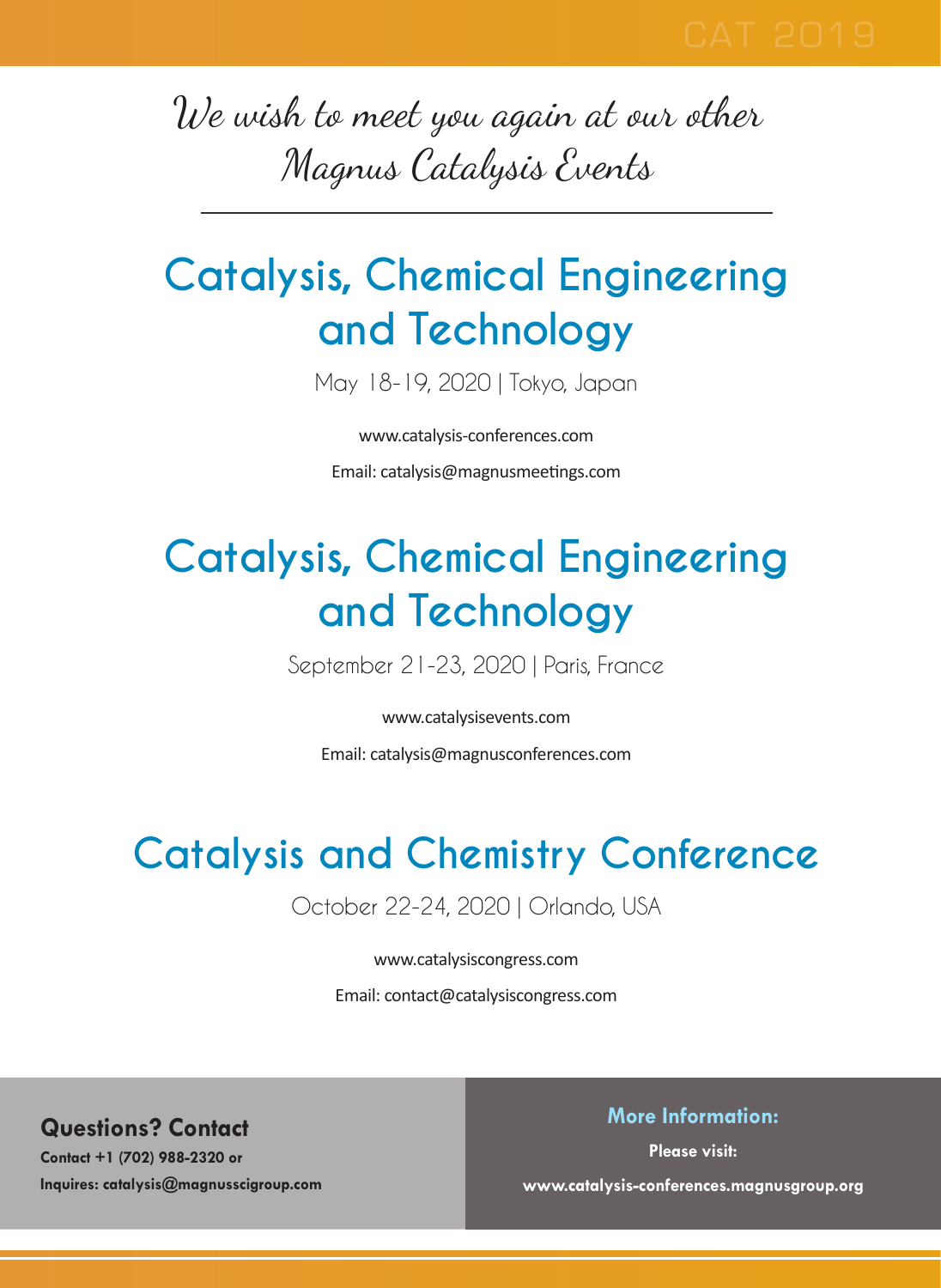*We wish to meet you again at our other Magnus Catalysis Events*

## Catalysis, Chemical Engineering and Technology

May 18-19, 2020 | Tokyo, Japan

www.catalysis-conferences.com

Email: catalysis@magnusmeetings.com

## Catalysis, Chemical Engineering and Technology

September 21-23, 2020 | Paris, France

www.catalysisevents.com

Email: catalysis@magnusconferences.com

## Catalysis and Chemistry Conference

October 22-24, 2020 | Orlando, USA

www.catalysiscongress.com

Email: contact@catalysiscongress.com

**Questions? Contact**

**Contact +1 (702) 988-2320 or**

**Inquires: catalysis@magnusscigroup.com**

**More Information:**

**Please visit:**

**www.catalysis-conferences.magnusgroup.org**